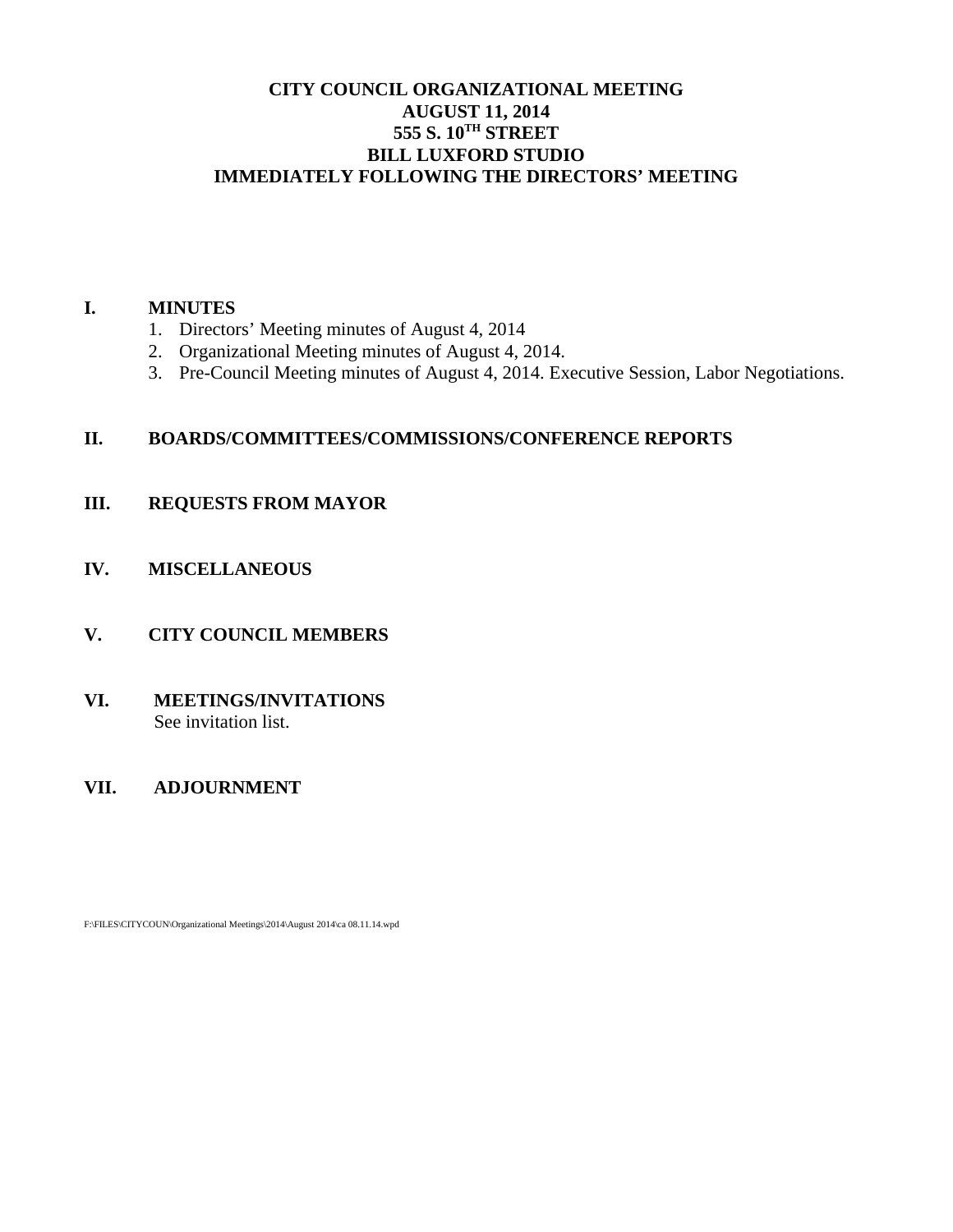# CITY COUNCIL ORGANIZATIONAL MEETING
## AUGUST 11, 2014
## 555 S. 10TH STREET
## BILL LUXFORD STUDIO
## IMMEDIATELY FOLLOWING THE DIRECTORS' MEETING

**I. MINUTES**

1. Directors' Meeting minutes of August 4, 2014
2. Organizational Meeting minutes of August 4, 2014.
3. Pre-Council Meeting minutes of August 4, 2014. Executive Session, Labor Negotiations.

**II. BOARDS/COMMITTEES/COMMISSIONS/CONFERENCE REPORTS**

**III. REQUESTS FROM MAYOR**

**IV. MISCELLANEOUS**

**V. CITY COUNCIL MEMBERS**

**VI. MEETINGS/INVITATIONS**

See invitation list.

**VII. ADJOURNMENT**

F:\FILES\CITYCOUN\Organizational Meetings\2014\August 2014\ca 08.11.14.wpd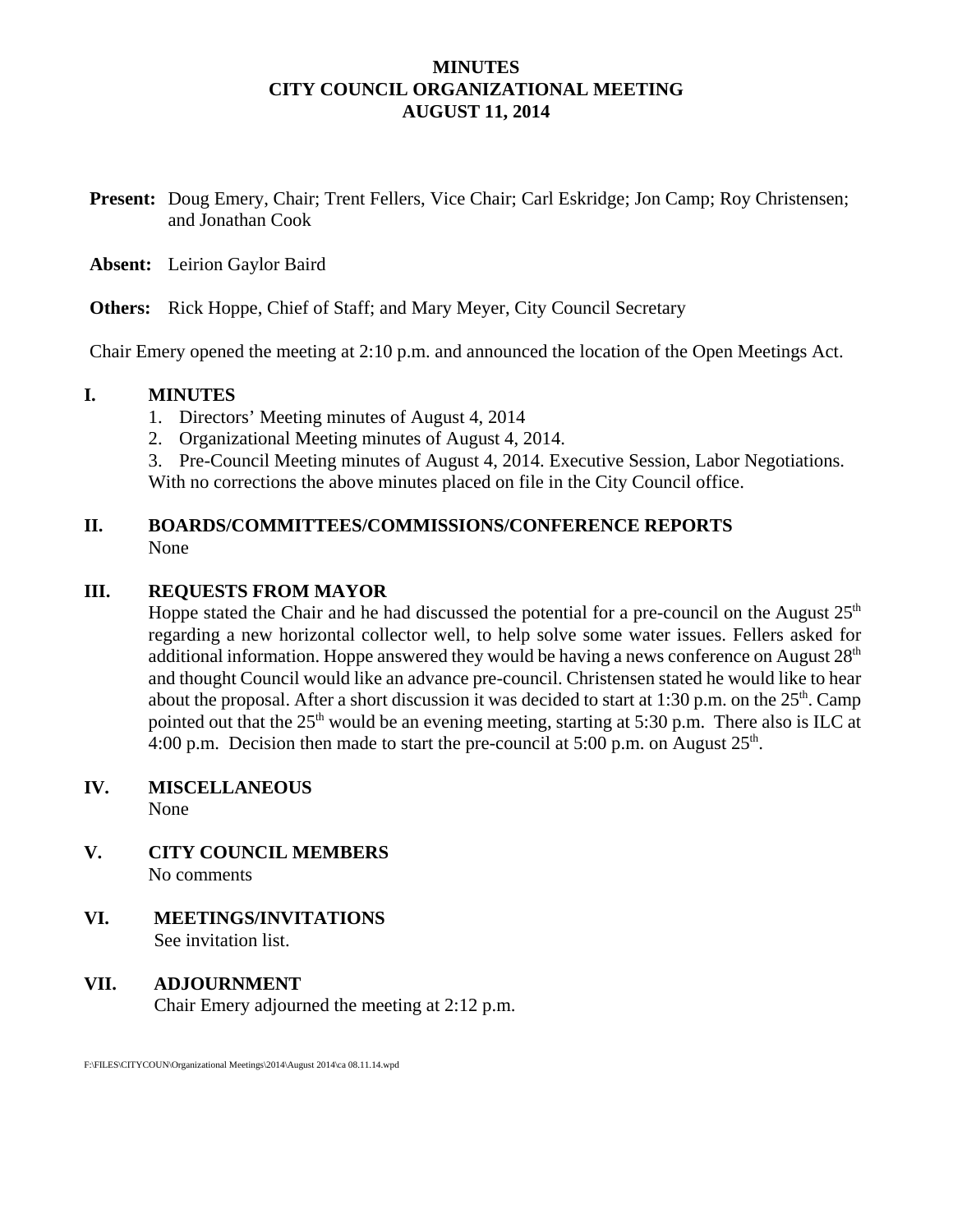# MINUTES
# CITY COUNCIL ORGANIZATIONAL MEETING
# AUGUST 11, 2014

**Present:** Doug Emery, Chair; Trent Fellers, Vice Chair; Carl Eskridge; Jon Camp; Roy Christensen; and Jonathan Cook

**Absent:** Leirion Gaylor Baird

**Others:** Rick Hoppe, Chief of Staff; and Mary Meyer, City Council Secretary

Chair Emery opened the meeting at 2:10 p.m. and announced the location of the Open Meetings Act.

## I. MINUTES

1. Directors' Meeting minutes of August 4, 2014
2. Organizational Meeting minutes of August 4, 2014.
3. Pre-Council Meeting minutes of August 4, 2014. Executive Session, Labor Negotiations.

With no corrections the above minutes placed on file in the City Council office.

## II. BOARDS/COMMITTEES/COMMISSIONS/CONFERENCE REPORTS

None

## III. REQUESTS FROM MAYOR

Hoppe stated the Chair and he had discussed the potential for a pre-council on the August 25th regarding a new horizontal collector well, to help solve some water issues. Fellers asked for additional information. Hoppe answered they would be having a news conference on August 28th and thought Council would like an advance pre-council. Christensen stated he would like to hear about the proposal. After a short discussion it was decided to start at 1:30 p.m. on the 25th. Camp pointed out that the 25th would be an evening meeting, starting at 5:30 p.m. There also is ILC at 4:00 p.m. Decision then made to start the pre-council at 5:00 p.m. on August 25th.

## IV. MISCELLANEOUS

None

## V. CITY COUNCIL MEMBERS

No comments

## VI. MEETINGS/INVITATIONS

See invitation list.

## VII. ADJOURNMENT

Chair Emery adjourned the meeting at 2:12 p.m.

F:\FILES\CITYCOUN\Organizational Meetings\2014\August 2014\ca 08.11.14.wpd